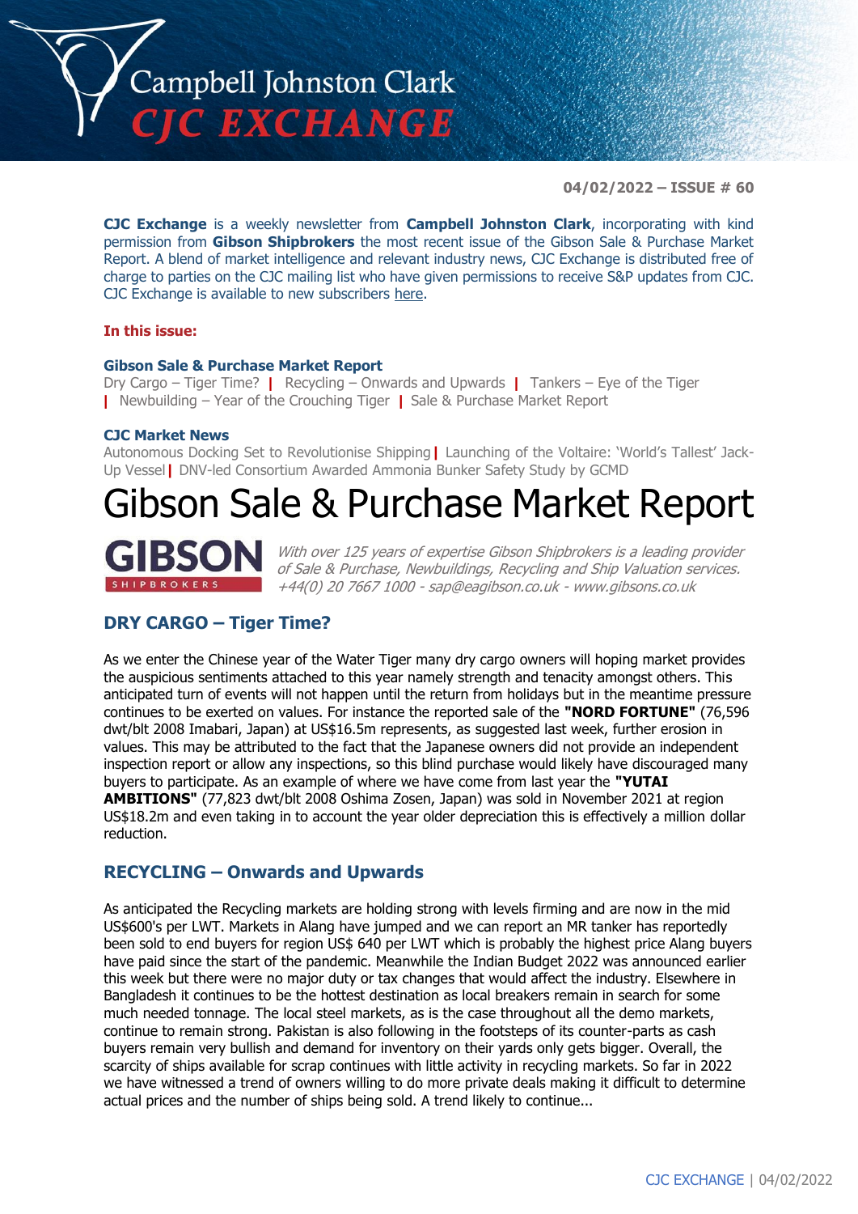# Campbell Johnston Clark CJC EXCHANGE

**04/02/2022 – ISSUE # 60**

**CJC Exchange** is a weekly newsletter from **Campbell Johnston Clark**, incorporating with kind permission from **Gibson Shipbrokers** the most recent issue of the Gibson Sale & Purchase Market Report. A blend of market intelligence and relevant industry news, CJC Exchange is distributed free of charge to parties on the CJC mailing list who have given permissions to receive S&P updates from CJC. CJC Exchange is available to new subscribers here.

**In this issue:**

**Gibson Sale & Purchase Market Report**
Dry Cargo – Tiger Time? | Recycling – Onwards and Upwards | Tankers – Eye of the Tiger | Newbuilding – Year of the Crouching Tiger | Sale & Purchase Market Report

**CJC Market News**
Autonomous Docking Set to Revolutionise Shipping | Launching of the Voltaire: 'World's Tallest' Jack-Up Vessel | DNV-led Consortium Awarded Ammonia Bunker Safety Study by GCMD

# Gibson Sale & Purchase Market Report

GIBSON SHIPBROKERS

*With over 125 years of expertise Gibson Shipbrokers is a leading provider of Sale & Purchase, Newbuildings, Recycling and Ship Valuation services. +44(0) 20 7667 1000 - sap@eagibson.co.uk - www.gibsons.co.uk*

## DRY CARGO – Tiger Time?

As we enter the Chinese year of the Water Tiger many dry cargo owners will hoping market provides the auspicious sentiments attached to this year namely strength and tenacity amongst others. This anticipated turn of events will not happen until the return from holidays but in the meantime pressure continues to be exerted on values. For instance the reported sale of the **"NORD FORTUNE"** (76,596 dwt/blt 2008 Imabari, Japan) at US$16.5m represents, as suggested last week, further erosion in values. This may be attributed to the fact that the Japanese owners did not provide an independent inspection report or allow any inspections, so this blind purchase would likely have discouraged many buyers to participate. As an example of where we have come from last year the **"YUTAI AMBITIONS"** (77,823 dwt/blt 2008 Oshima Zosen, Japan) was sold in November 2021 at region US$18.2m and even taking in to account the year older depreciation this is effectively a million dollar reduction.

## RECYCLING – Onwards and Upwards

As anticipated the Recycling markets are holding strong with levels firming and are now in the mid US$600's per LWT. Markets in Alang have jumped and we can report an MR tanker has reportedly been sold to end buyers for region US$ 640 per LWT which is probably the highest price Alang buyers have paid since the start of the pandemic. Meanwhile the Indian Budget 2022 was announced earlier this week but there were no major duty or tax changes that would affect the industry. Elsewhere in Bangladesh it continues to be the hottest destination as local breakers remain in search for some much needed tonnage. The local steel markets, as is the case throughout all the demo markets, continue to remain strong. Pakistan is also following in the footsteps of its counter-parts as cash buyers remain very bullish and demand for inventory on their yards only gets bigger. Overall, the scarcity of ships available for scrap continues with little activity in recycling markets. So far in 2022 we have witnessed a trend of owners willing to do more private deals making it difficult to determine actual prices and the number of ships being sold. A trend likely to continue...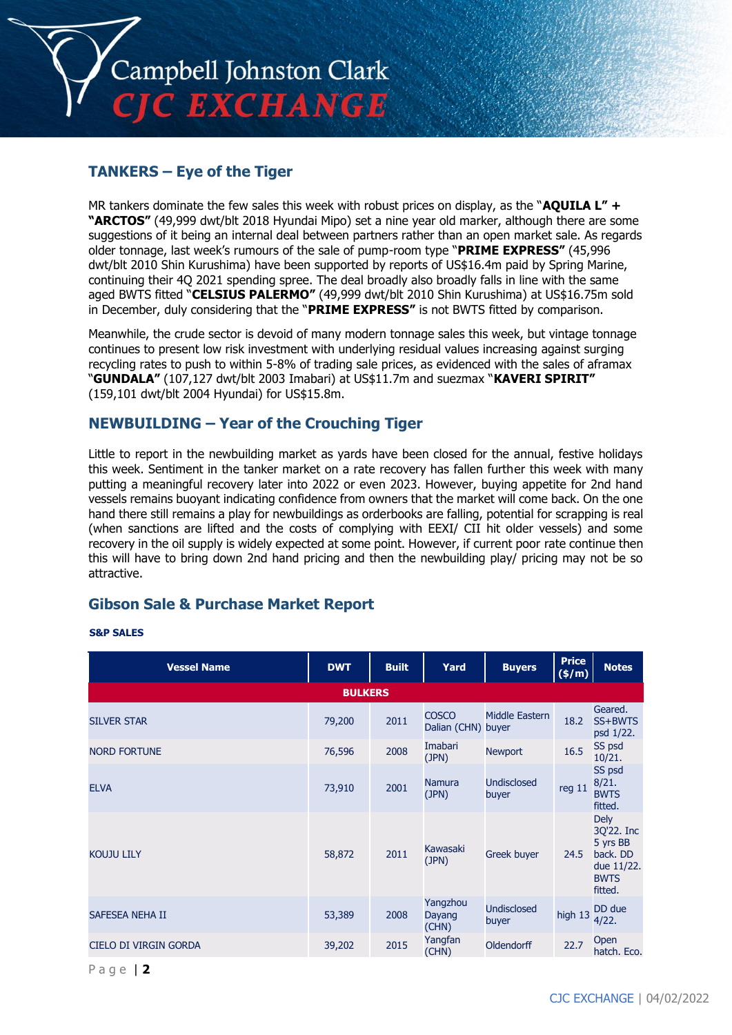## TANKERS – Eye of the Tiger

MR tankers dominate the few sales this week with robust prices on display, as the "**AQUILA L" + "ARCTOS"** (49,999 dwt/blt 2018 Hyundai Mipo) set a nine year old marker, although there are some suggestions of it being an internal deal between partners rather than an open market sale. As regards older tonnage, last week's rumours of the sale of pump-room type "**PRIME EXPRESS"** (45,996 dwt/blt 2010 Shin Kurushima) have been supported by reports of US$16.4m paid by Spring Marine, continuing their 4Q 2021 spending spree. The deal broadly also broadly falls in line with the same aged BWTS fitted "**CELSIUS PALERMO"** (49,999 dwt/blt 2010 Shin Kurushima) at US$16.75m sold in December, duly considering that the "**PRIME EXPRESS"** is not BWTS fitted by comparison.

Meanwhile, the crude sector is devoid of many modern tonnage sales this week, but vintage tonnage continues to present low risk investment with underlying residual values increasing against surging recycling rates to push to within 5-8% of trading sale prices, as evidenced with the sales of aframax "**GUNDALA"** (107,127 dwt/blt 2003 Imabari) at US$11.7m and suezmax "**KAVERI SPIRIT"** (159,101 dwt/blt 2004 Hyundai) for US$15.8m.

## NEWBUILDING – Year of the Crouching Tiger

Little to report in the newbuilding market as yards have been closed for the annual, festive holidays this week. Sentiment in the tanker market on a rate recovery has fallen further this week with many putting a meaningful recovery later into 2022 or even 2023. However, buying appetite for 2nd hand vessels remains buoyant indicating confidence from owners that the market will come back. On the one hand there still remains a play for newbuildings as orderbooks are falling, potential for scrapping is real (when sanctions are lifted and the costs of complying with EEXI/ CII hit older vessels) and some recovery in the oil supply is widely expected at some point. However, if current poor rate continue then this will have to bring down 2nd hand pricing and then the newbuilding play/ pricing may not be so attractive.

## Gibson Sale & Purchase Market Report

**S&P SALES**

| Vessel Name | DWT | Built | Yard | Buyers | Price ($/m) | Notes |
|---|---|---|---|---|---|---|
| **BULKERS** | | | | | | |
| SILVER STAR | 79,200 | 2011 | COSCO Dalian (CHN) | Middle Eastern buyer | 18.2 | Geared. SS+BWTS psd 1/22. |
| NORD FORTUNE | 76,596 | 2008 | Imabari (JPN) | Newport | 16.5 | SS psd 10/21. |
| ELVA | 73,910 | 2001 | Namura (JPN) | Undisclosed buyer | reg 11 | SS psd 8/21. BWTS fitted. |
| KOUJU LILY | 58,872 | 2011 | Kawasaki (JPN) | Greek buyer | 24.5 | Dely 3Q'22. Inc 5 yrs BB back. DD due 11/22. BWTS fitted. |
| SAFESEA NEHA II | 53,389 | 2008 | Yangzhou Dayang (CHN) | Undisclosed buyer | high 13 | DD due 4/22. |
| CIELO DI VIRGIN GORDA | 39,202 | 2015 | Yangfan (CHN) | Oldendorff | 22.7 | Open hatch. Eco. |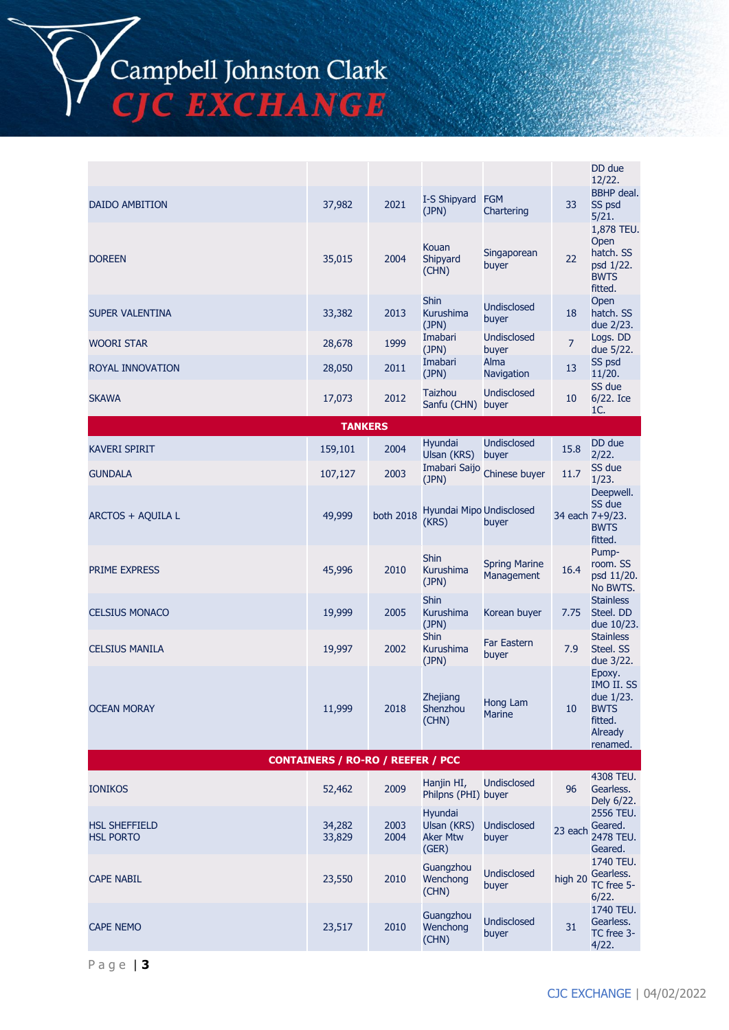| | | | | | | |
|---|---|---|---|---|---|---|
| DAIDO AMBITION | 37,982 | 2021 | I-S Shipyard (JPN) | FGM Chartering | 33 | DD due 12/22. BBHP deal. SS psd 5/21. |
| DOREEN | 35,015 | 2004 | Kouan Shipyard (CHN) | Singaporean buyer | 22 | 1,878 TEU. Open hatch. SS psd 1/22. BWTS fitted. |
| SUPER VALENTINA | 33,382 | 2013 | Shin Kurushima (JPN) | Undisclosed buyer | 18 | Open hatch. SS due 2/23. |
| WOORI STAR | 28,678 | 1999 | Imabari (JPN) | Undisclosed buyer | 7 | Logs. DD due 5/22. |
| ROYAL INNOVATION | 28,050 | 2011 | Imabari (JPN) | Alma Navigation | 13 | SS psd 11/20. |
| SKAWA | 17,073 | 2012 | Taizhou Sanfu (CHN) | Undisclosed buyer | 10 | SS due 6/22. Ice 1C. |
| **TANKERS** | | | | | | |
| KAVERI SPIRIT | 159,101 | 2004 | Hyundai Ulsan (KRS) | Undisclosed buyer | 15.8 | DD due 2/22. |
| GUNDALA | 107,127 | 2003 | Imabari Saijo (JPN) | Chinese buyer | 11.7 | SS due 1/23. |
| ARCTOS + AQUILA L | 49,999 | both 2018 | Hyundai Mipo (KRS) | Undisclosed buyer | 34 each | Deepwell. SS due 7+9/23. BWTS fitted. |
| PRIME EXPRESS | 45,996 | 2010 | Shin Kurushima (JPN) | Spring Marine Management | 16.4 | Pump-room. SS psd 11/20. No BWTS. |
| CELSIUS MONACO | 19,999 | 2005 | Shin Kurushima (JPN) | Korean buyer | 7.75 | Stainless Steel. DD due 10/23. |
| CELSIUS MANILA | 19,997 | 2002 | Shin Kurushima (JPN) | Far Eastern buyer | 7.9 | Stainless Steel. SS due 3/22. |
| OCEAN MORAY | 11,999 | 2018 | Zhejiang Shenzhou (CHN) | Hong Lam Marine | 10 | Epoxy. IMO II. SS due 1/23. BWTS fitted. Already renamed. |
| **CONTAINERS / RO-RO / REEFER / PCC** | | | | | | |
| IONIKOS | 52,462 | 2009 | Hanjin HI, Philpns (PHI) | Undisclosed buyer | 96 | 4308 TEU. Gearless. Dely 6/22. |
| HSL SHEFFIELD<br>HSL PORTO | 34,282<br>33,829 | 2003<br>2004 | Hyundai Ulsan (KRS)<br>Aker Mtw (GER) | Undisclosed buyer | 23 each | 2556 TEU. Geared. 2478 TEU. Geared. |
| CAPE NABIL | 23,550 | 2010 | Guangzhou Wenchong (CHN) | Undisclosed buyer | high 20 | 1740 TEU. Gearless. TC free 5-6/22. |
| CAPE NEMO | 23,517 | 2010 | Guangzhou Wenchong (CHN) | Undisclosed buyer | 31 | 1740 TEU. Gearless. TC free 3-4/22. |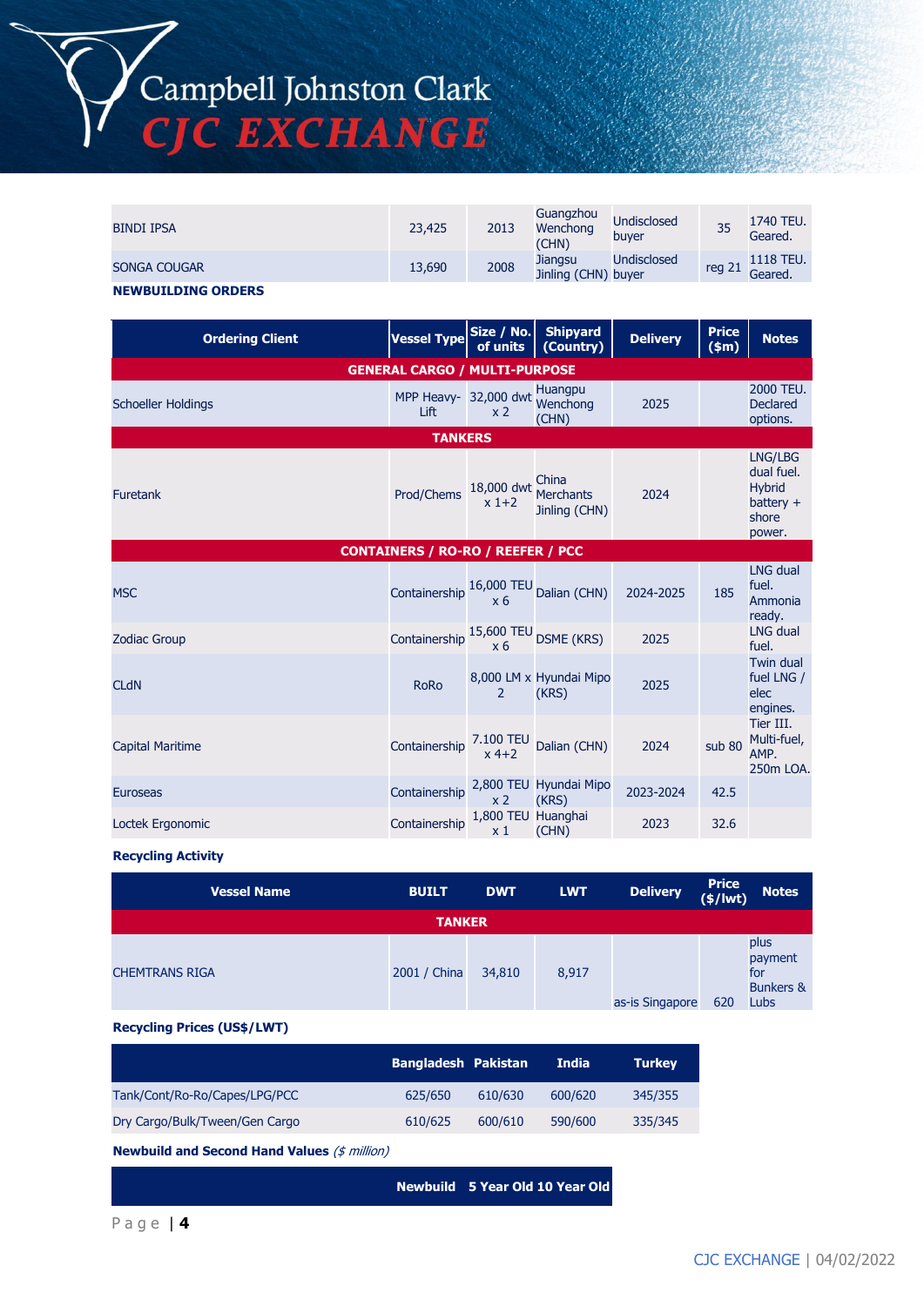| | | | | | | |
|---|---|---|---|---|---|---|
| BINDI IPSA | 23,425 | 2013 | Guangzhou Wenchong (CHN) | Undisclosed buyer | 35 | 1740 TEU. Geared. |
| SONGA COUGAR | 13,690 | 2008 | Jiangsu Jinling (CHN) | Undisclosed buyer | reg 21 | 1118 TEU. Geared. |

**NEWBUILDING ORDERS**

| Ordering Client | Vessel Type | Size / No. of units | Shipyard (Country) | Delivery | Price ($m) | Notes |
|---|---|---|---|---|---|---|
| **GENERAL CARGO / MULTI-PURPOSE** | | | | | | |
| Schoeller Holdings | MPP Heavy-Lift | 32,000 dwt x 2 | Huangpu Wenchong (CHN) | 2025 | | 2000 TEU. Declared options. |
| **TANKERS** | | | | | | |
| Furetank | Prod/Chems | 18,000 dwt x 1+2 | China Merchants Jinling (CHN) | 2024 | | LNG/LBG dual fuel. Hybrid battery + shore power. |
| **CONTAINERS / RO-RO / REEFER / PCC** | | | | | | |
| MSC | Containership | 16,000 TEU x 6 | Dalian (CHN) | 2024-2025 | 185 | LNG dual fuel. Ammonia ready. |
| Zodiac Group | Containership | 15,600 TEU x 6 | DSME (KRS) | 2025 | | LNG dual fuel. |
| CLdN | RoRo | 8,000 LM x 2 | Hyundai Mipo (KRS) | 2025 | | Twin dual fuel LNG / elec engines. |
| Capital Maritime | Containership | 7.100 TEU x 4+2 | Dalian (CHN) | 2024 | sub 80 | Tier III. Multi-fuel, AMP. 250m LOA. |
| Euroseas | Containership | 2,800 TEU x 2 | Hyundai Mipo (KRS) | 2023-2024 | 42.5 | |
| Loctek Ergonomic | Containership | 1,800 TEU x 1 | Huanghai (CHN) | 2023 | 32.6 | |

**Recycling Activity**

| Vessel Name | BUILT | DWT | LWT | Delivery | Price ($/lwt) | Notes |
|---|---|---|---|---|---|---|
| **TANKER** | | | | | | |
| CHEMTRANS RIGA | 2001 / China | 34,810 | 8,917 | as-is Singapore | 620 | plus payment for Bunkers & Lubs |

**Recycling Prices (US$/LWT)**

| | Bangladesh | Pakistan | India | Turkey |
|---|---|---|---|---|
| Tank/Cont/Ro-Ro/Capes/LPG/PCC | 625/650 | 610/630 | 600/620 | 345/355 |
| Dry Cargo/Bulk/Tween/Gen Cargo | 610/625 | 600/610 | 590/600 | 335/345 |

**Newbuild and Second Hand Values** *($ million)*

| | Newbuild | 5 Year Old | 10 Year Old |
|---|---|---|---|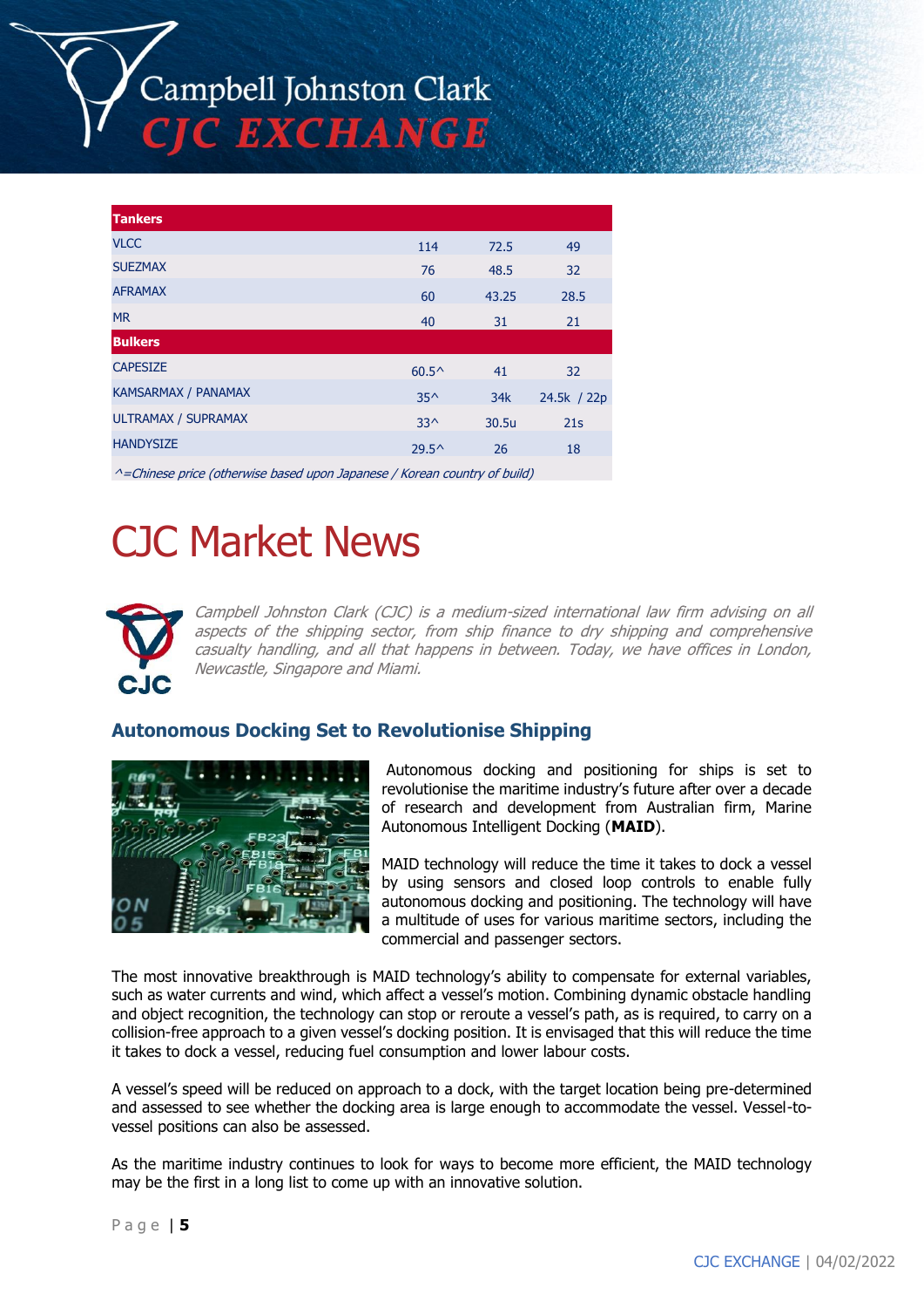| Tankers | | | |
|---|---|---|---|
| VLCC | 114 | 72.5 | 49 |
| SUEZMAX | 76 | 48.5 | 32 |
| AFRAMAX | 60 | 43.25 | 28.5 |
| MR | 40 | 31 | 21 |
| **Bulkers** | | | |
| CAPESIZE | 60.5^ | 41 | 32 |
| KAMSARMAX / PANAMAX | 35^ | 34k | 24.5k / 22p |
| ULTRAMAX / SUPRAMAX | 33^ | 30.5u | 21s |
| HANDYSIZE | 29.5^ | 26 | 18 |

*^=Chinese price (otherwise based upon Japanese / Korean country of build)*

# CJC Market News

*Campbell Johnston Clark (CJC) is a medium-sized international law firm advising on all aspects of the shipping sector, from ship finance to dry shipping and comprehensive casualty handling, and all that happens in between. Today, we have offices in London, Newcastle, Singapore and Miami.*

## Autonomous Docking Set to Revolutionise Shipping

Autonomous docking and positioning for ships is set to revolutionise the maritime industry's future after over a decade of research and development from Australian firm, Marine Autonomous Intelligent Docking (**MAID**).

MAID technology will reduce the time it takes to dock a vessel by using sensors and closed loop controls to enable fully autonomous docking and positioning. The technology will have a multitude of uses for various maritime sectors, including the commercial and passenger sectors.

The most innovative breakthrough is MAID technology's ability to compensate for external variables, such as water currents and wind, which affect a vessel's motion. Combining dynamic obstacle handling and object recognition, the technology can stop or reroute a vessel's path, as is required, to carry on a collision-free approach to a given vessel's docking position. It is envisaged that this will reduce the time it takes to dock a vessel, reducing fuel consumption and lower labour costs.

A vessel's speed will be reduced on approach to a dock, with the target location being pre-determined and assessed to see whether the docking area is large enough to accommodate the vessel. Vessel-to-vessel positions can also be assessed.

As the maritime industry continues to look for ways to become more efficient, the MAID technology may be the first in a long list to come up with an innovative solution.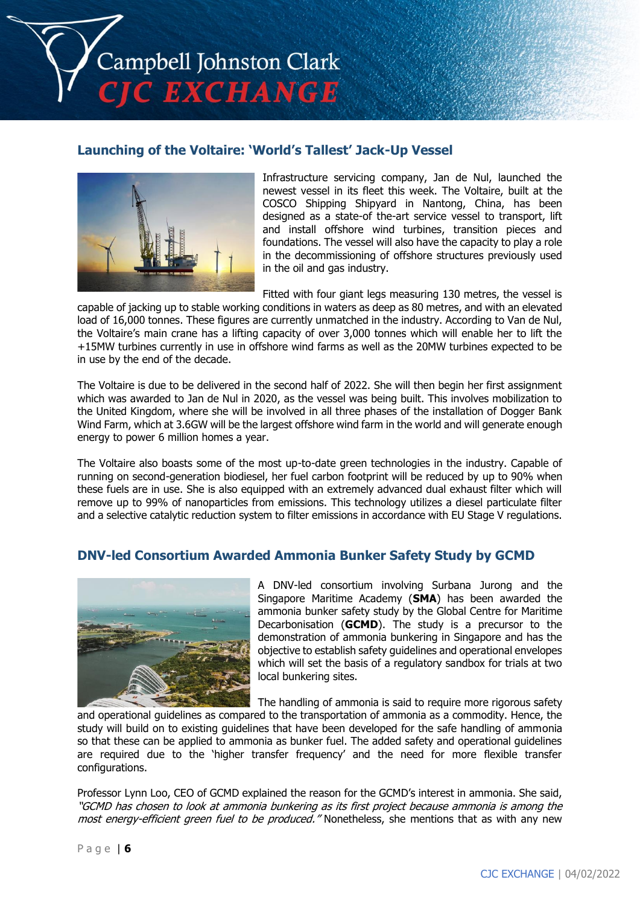## Launching of the Voltaire: 'World's Tallest' Jack-Up Vessel

Infrastructure servicing company, Jan de Nul, launched the newest vessel in its fleet this week. The Voltaire, built at the COSCO Shipping Shipyard in Nantong, China, has been designed as a state-of the-art service vessel to transport, lift and install offshore wind turbines, transition pieces and foundations. The vessel will also have the capacity to play a role in the decommissioning of offshore structures previously used in the oil and gas industry.

Fitted with four giant legs measuring 130 metres, the vessel is capable of jacking up to stable working conditions in waters as deep as 80 metres, and with an elevated load of 16,000 tonnes. These figures are currently unmatched in the industry. According to Van de Nul, the Voltaire's main crane has a lifting capacity of over 3,000 tonnes which will enable her to lift the +15MW turbines currently in use in offshore wind farms as well as the 20MW turbines expected to be in use by the end of the decade.

The Voltaire is due to be delivered in the second half of 2022. She will then begin her first assignment which was awarded to Jan de Nul in 2020, as the vessel was being built. This involves mobilization to the United Kingdom, where she will be involved in all three phases of the installation of Dogger Bank Wind Farm, which at 3.6GW will be the largest offshore wind farm in the world and will generate enough energy to power 6 million homes a year.

The Voltaire also boasts some of the most up-to-date green technologies in the industry. Capable of running on second-generation biodiesel, her fuel carbon footprint will be reduced by up to 90% when these fuels are in use. She is also equipped with an extremely advanced dual exhaust filter which will remove up to 99% of nanoparticles from emissions. This technology utilizes a diesel particulate filter and a selective catalytic reduction system to filter emissions in accordance with EU Stage V regulations.

## DNV-led Consortium Awarded Ammonia Bunker Safety Study by GCMD

A DNV-led consortium involving Surbana Jurong and the Singapore Maritime Academy (**SMA**) has been awarded the ammonia bunker safety study by the Global Centre for Maritime Decarbonisation (**GCMD**). The study is a precursor to the demonstration of ammonia bunkering in Singapore and has the objective to establish safety guidelines and operational envelopes which will set the basis of a regulatory sandbox for trials at two local bunkering sites.

The handling of ammonia is said to require more rigorous safety and operational guidelines as compared to the transportation of ammonia as a commodity. Hence, the study will build on to existing guidelines that have been developed for the safe handling of ammonia so that these can be applied to ammonia as bunker fuel. The added safety and operational guidelines are required due to the 'higher transfer frequency' and the need for more flexible transfer configurations.

Professor Lynn Loo, CEO of GCMD explained the reason for the GCMD's interest in ammonia. She said, *"GCMD has chosen to look at ammonia bunkering as its first project because ammonia is among the most energy-efficient green fuel to be produced."* Nonetheless, she mentions that as with any new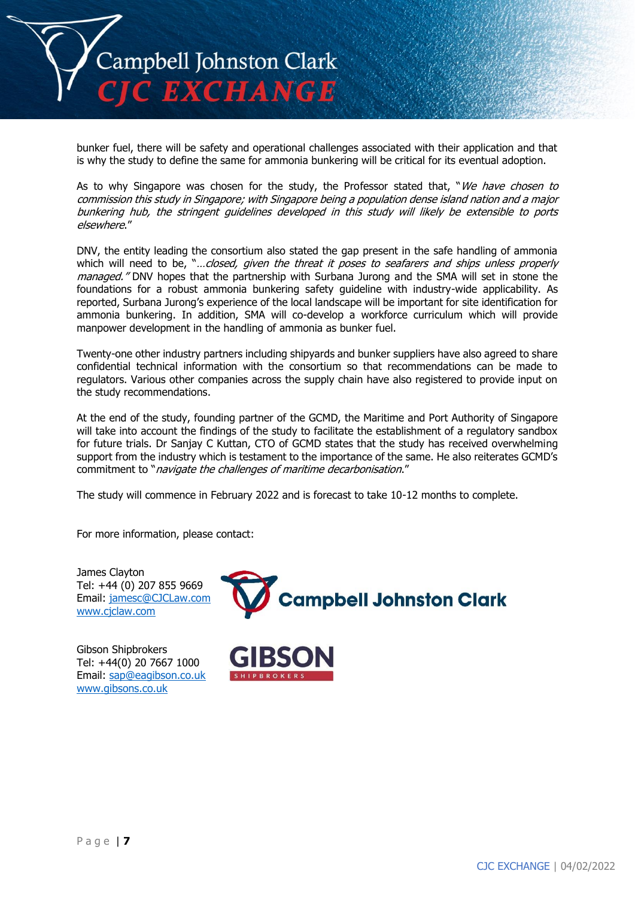bunker fuel, there will be safety and operational challenges associated with their application and that is why the study to define the same for ammonia bunkering will be critical for its eventual adoption.

As to why Singapore was chosen for the study, the Professor stated that, "*We have chosen to commission this study in Singapore; with Singapore being a population dense island nation and a major bunkering hub, the stringent guidelines developed in this study will likely be extensible to ports elsewhere*."

DNV, the entity leading the consortium also stated the gap present in the safe handling of ammonia which will need to be, "*…closed, given the threat it poses to seafarers and ships unless properly managed."* DNV hopes that the partnership with Surbana Jurong and the SMA will set in stone the foundations for a robust ammonia bunkering safety guideline with industry-wide applicability. As reported, Surbana Jurong's experience of the local landscape will be important for site identification for ammonia bunkering. In addition, SMA will co-develop a workforce curriculum which will provide manpower development in the handling of ammonia as bunker fuel.

Twenty-one other industry partners including shipyards and bunker suppliers have also agreed to share confidential technical information with the consortium so that recommendations can be made to regulators. Various other companies across the supply chain have also registered to provide input on the study recommendations.

At the end of the study, founding partner of the GCMD, the Maritime and Port Authority of Singapore will take into account the findings of the study to facilitate the establishment of a regulatory sandbox for future trials. Dr Sanjay C Kuttan, CTO of GCMD states that the study has received overwhelming support from the industry which is testament to the importance of the same. He also reiterates GCMD's commitment to "*navigate the challenges of maritime decarbonisation*."

The study will commence in February 2022 and is forecast to take 10-12 months to complete.

For more information, please contact:

James Clayton
Tel: +44 (0) 207 855 9669
Email: jamesc@CJCLaw.com
www.cjclaw.com

Campbell Johnston Clark

Gibson Shipbrokers
Tel: +44(0) 20 7667 1000
Email: sap@eagibson.co.uk
www.gibsons.co.uk

GIBSON SHIPBROKERS